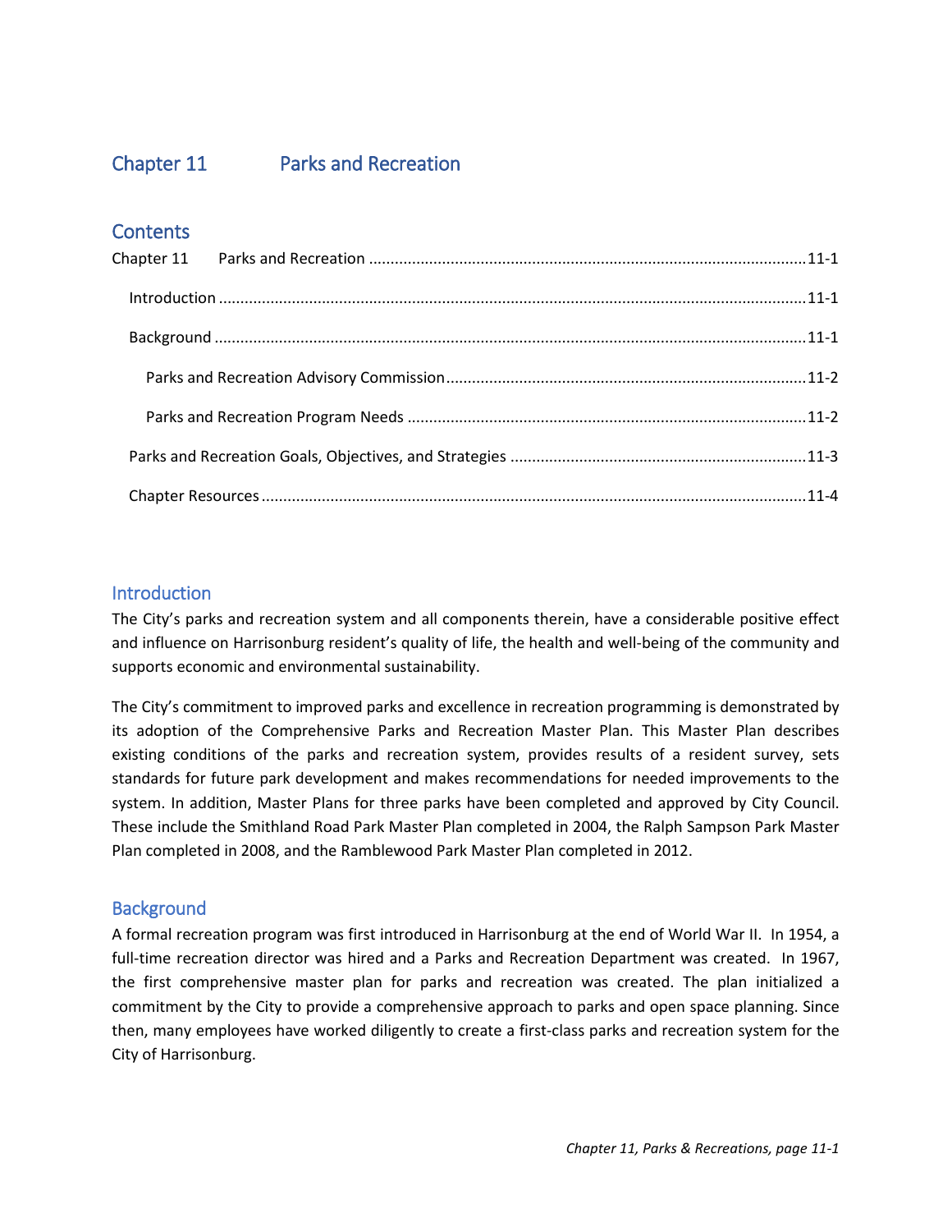# Chapter 11 Parks and Recreation

## Contents

Chapter 11 Parks and Recreation ....................................................................................................11-1

Introduction ......................................................................................................................................11-1

Background .......................................................................................................................................11-1

Parks and Recreation Advisory Commission..................................................................................11-2

Parks and Recreation Program Needs ...........................................................................................11-2

Parks and Recreation Goals, Objectives, and Strategies ....................................................................11-3

Chapter Resources .............................................................................................................................11-4

## Introduction

The City's parks and recreation system and all components therein, have a considerable positive effect and influence on Harrisonburg resident's quality of life, the health and well-being of the community and supports economic and environmental sustainability.

The City's commitment to improved parks and excellence in recreation programming is demonstrated by its adoption of the Comprehensive Parks and Recreation Master Plan. This Master Plan describes existing conditions of the parks and recreation system, provides results of a resident survey, sets standards for future park development and makes recommendations for needed improvements to the system. In addition, Master Plans for three parks have been completed and approved by City Council. These include the Smithland Road Park Master Plan completed in 2004, the Ralph Sampson Park Master Plan completed in 2008, and the Ramblewood Park Master Plan completed in 2012.

## Background

A formal recreation program was first introduced in Harrisonburg at the end of World War II. In 1954, a full-time recreation director was hired and a Parks and Recreation Department was created. In 1967, the first comprehensive master plan for parks and recreation was created. The plan initialized a commitment by the City to provide a comprehensive approach to parks and open space planning. Since then, many employees have worked diligently to create a first-class parks and recreation system for the City of Harrisonburg.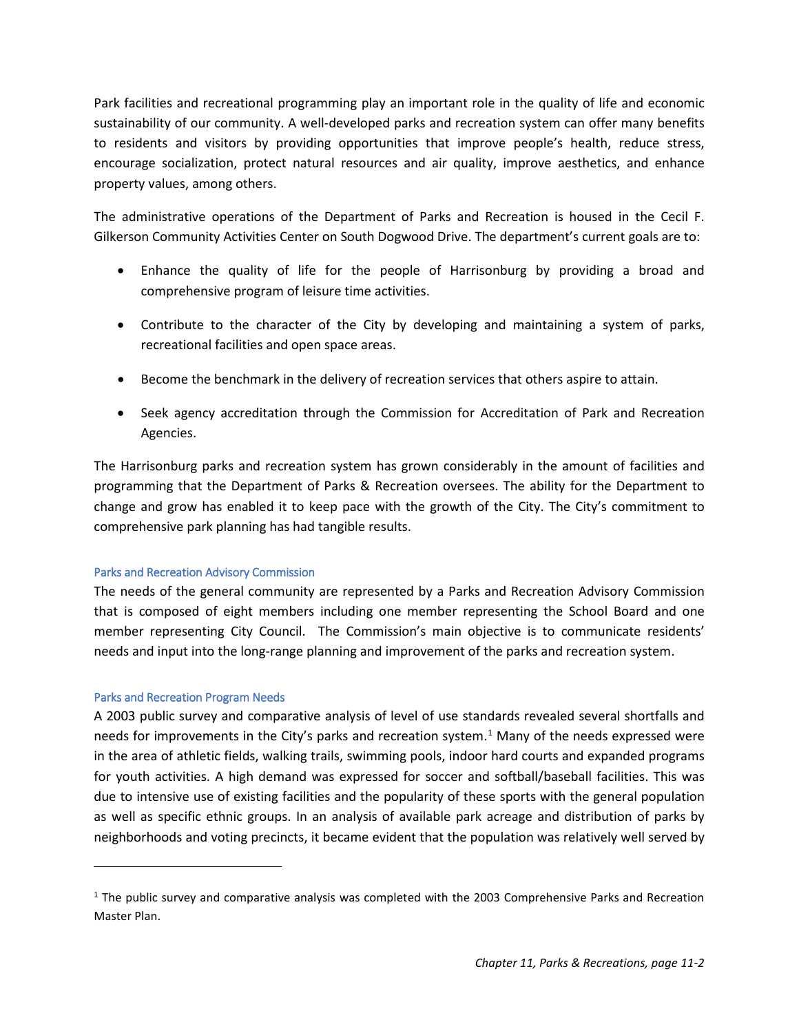Park facilities and recreational programming play an important role in the quality of life and economic sustainability of our community. A well-developed parks and recreation system can offer many benefits to residents and visitors by providing opportunities that improve people's health, reduce stress, encourage socialization, protect natural resources and air quality, improve aesthetics, and enhance property values, among others.

The administrative operations of the Department of Parks and Recreation is housed in the Cecil F. Gilkerson Community Activities Center on South Dogwood Drive. The department's current goals are to:

- Enhance the quality of life for the people of Harrisonburg by providing a broad and comprehensive program of leisure time activities.
- Contribute to the character of the City by developing and maintaining a system of parks, recreational facilities and open space areas.
- Become the benchmark in the delivery of recreation services that others aspire to attain.
- Seek agency accreditation through the Commission for Accreditation of Park and Recreation Agencies.

The Harrisonburg parks and recreation system has grown considerably in the amount of facilities and programming that the Department of Parks & Recreation oversees. The ability for the Department to change and grow has enabled it to keep pace with the growth of the City. The City's commitment to comprehensive park planning has had tangible results.

### Parks and Recreation Advisory Commission

The needs of the general community are represented by a Parks and Recreation Advisory Commission that is composed of eight members including one member representing the School Board and one member representing City Council. The Commission's main objective is to communicate residents' needs and input into the long-range planning and improvement of the parks and recreation system.

### Parks and Recreation Program Needs

A 2003 public survey and comparative analysis of level of use standards revealed several shortfalls and needs for improvements in the City's parks and recreation system.[1] Many of the needs expressed were in the area of athletic fields, walking trails, swimming pools, indoor hard courts and expanded programs for youth activities. A high demand was expressed for soccer and softball/baseball facilities. This was due to intensive use of existing facilities and the popularity of these sports with the general population as well as specific ethnic groups. In an analysis of available park acreage and distribution of parks by neighborhoods and voting precincts, it became evident that the population was relatively well served by

[1] The public survey and comparative analysis was completed with the 2003 Comprehensive Parks and Recreation Master Plan.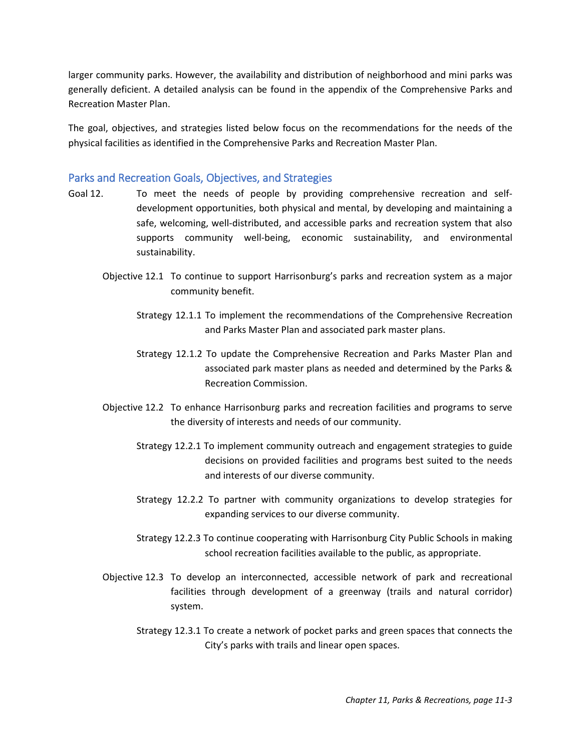larger community parks. However, the availability and distribution of neighborhood and mini parks was generally deficient. A detailed analysis can be found in the appendix of the Comprehensive Parks and Recreation Master Plan.

The goal, objectives, and strategies listed below focus on the recommendations for the needs of the physical facilities as identified in the Comprehensive Parks and Recreation Master Plan.

## Parks and Recreation Goals, Objectives, and Strategies

Goal 12. To meet the needs of people by providing comprehensive recreation and self-development opportunities, both physical and mental, by developing and maintaining a safe, welcoming, well-distributed, and accessible parks and recreation system that also supports community well-being, economic sustainability, and environmental sustainability.

Objective 12.1 To continue to support Harrisonburg's parks and recreation system as a major community benefit.

Strategy 12.1.1 To implement the recommendations of the Comprehensive Recreation and Parks Master Plan and associated park master plans.

Strategy 12.1.2 To update the Comprehensive Recreation and Parks Master Plan and associated park master plans as needed and determined by the Parks & Recreation Commission.

Objective 12.2 To enhance Harrisonburg parks and recreation facilities and programs to serve the diversity of interests and needs of our community.

Strategy 12.2.1 To implement community outreach and engagement strategies to guide decisions on provided facilities and programs best suited to the needs and interests of our diverse community.

Strategy 12.2.2 To partner with community organizations to develop strategies for expanding services to our diverse community.

Strategy 12.2.3 To continue cooperating with Harrisonburg City Public Schools in making school recreation facilities available to the public, as appropriate.

Objective 12.3 To develop an interconnected, accessible network of park and recreational facilities through development of a greenway (trails and natural corridor) system.

Strategy 12.3.1 To create a network of pocket parks and green spaces that connects the City's parks with trails and linear open spaces.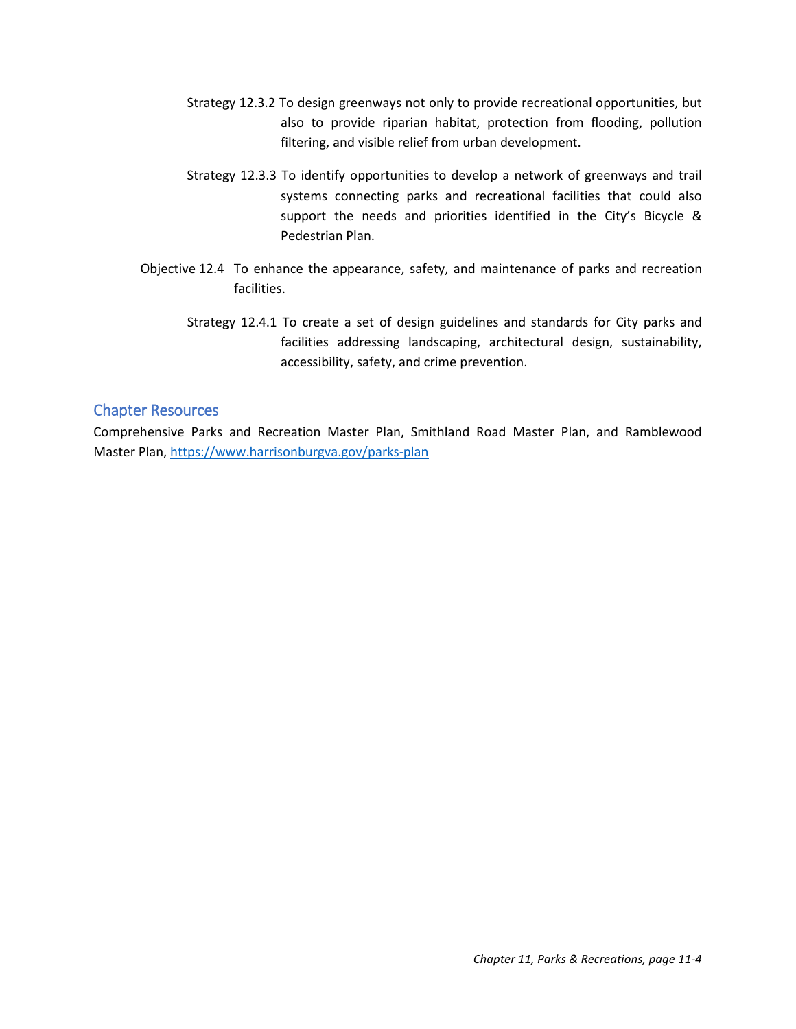Strategy 12.3.2 To design greenways not only to provide recreational opportunities, but also to provide riparian habitat, protection from flooding, pollution filtering, and visible relief from urban development.

Strategy 12.3.3 To identify opportunities to develop a network of greenways and trail systems connecting parks and recreational facilities that could also support the needs and priorities identified in the City's Bicycle & Pedestrian Plan.

Objective 12.4 To enhance the appearance, safety, and maintenance of parks and recreation facilities.

Strategy 12.4.1 To create a set of design guidelines and standards for City parks and facilities addressing landscaping, architectural design, sustainability, accessibility, safety, and crime prevention.

## Chapter Resources

Comprehensive Parks and Recreation Master Plan, Smithland Road Master Plan, and Ramblewood Master Plan, [https://www.harrisonburgva.gov/parks-plan](https://www.harrisonburgva.gov/parks-plan)